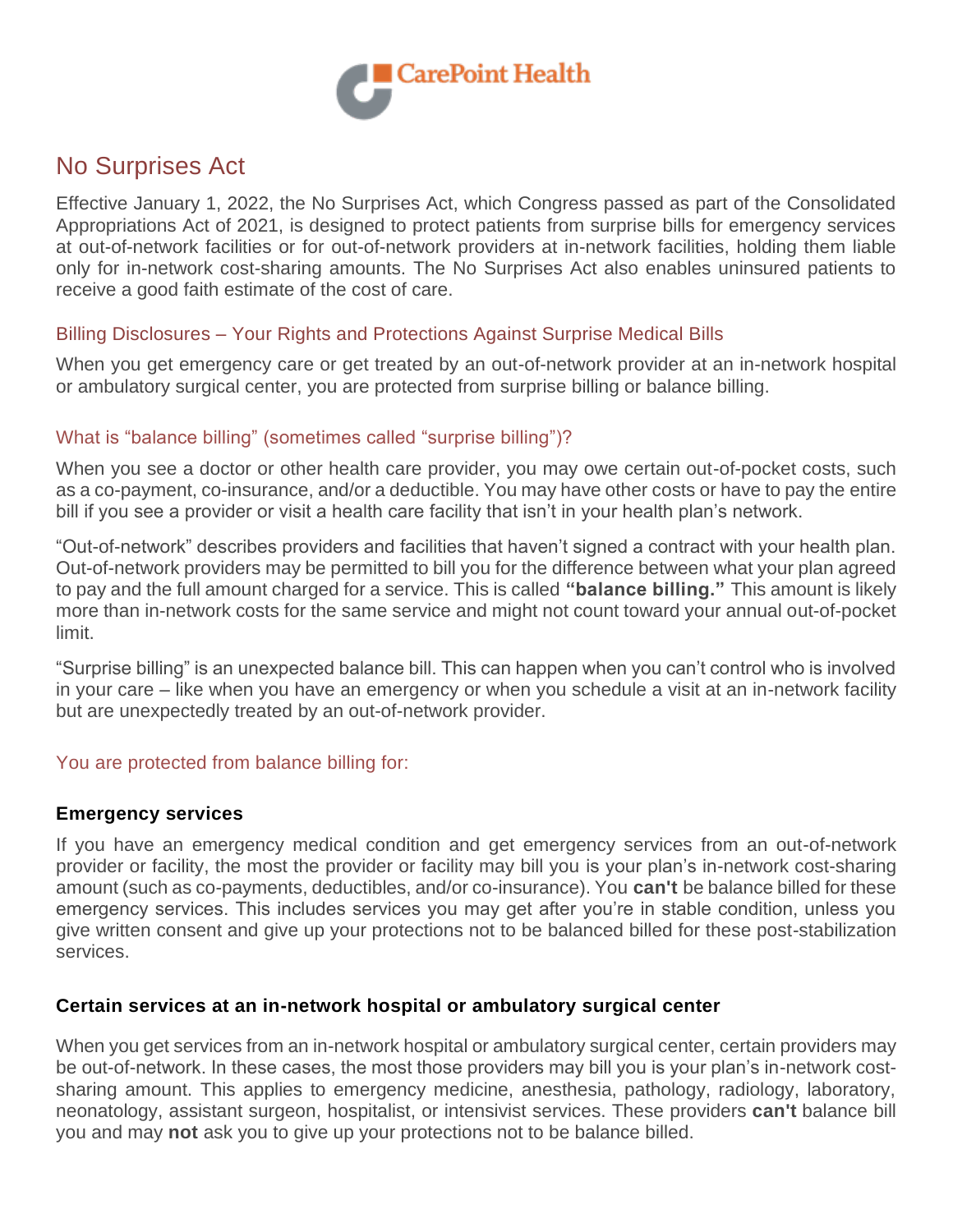CarePoint Health

# No Surprises Act

Effective January 1, 2022, the No Surprises Act, which Congress passed as part of the Consolidated Appropriations Act of 2021, is designed to protect patients from surprise bills for emergency services at out-of-network facilities or for out-of-network providers at in-network facilities, holding them liable only for in-network cost-sharing amounts. The No Surprises Act also enables uninsured patients to receive a good faith estimate of the cost of care.

## Billing Disclosures – Your Rights and Protections Against Surprise Medical Bills

When you get emergency care or get treated by an out-of-network provider at an in-network hospital or ambulatory surgical center, you are protected from surprise billing or balance billing.

## What is "balance billing" (sometimes called "surprise billing")?

When you see a doctor or other health care provider, you may owe certain out-of-pocket costs, such as a co-payment, co-insurance, and/or a deductible. You may have other costs or have to pay the entire bill if you see a provider or visit a health care facility that isn't in your health plan's network.

"Out-of-network" describes providers and facilities that haven't signed a contract with your health plan. Out-of-network providers may be permitted to bill you for the difference between what your plan agreed to pay and the full amount charged for a service. This is called **"balance billing."** This amount is likely more than in-network costs for the same service and might not count toward your annual out-of-pocket limit.

"Surprise billing" is an unexpected balance bill. This can happen when you can't control who is involved in your care – like when you have an emergency or when you schedule a visit at an in-network facility but are unexpectedly treated by an out-of-network provider.

## You are protected from balance billing for:

### Emergency services

If you have an emergency medical condition and get emergency services from an out-of-network provider or facility, the most the provider or facility may bill you is your plan's in-network cost-sharing amount (such as co-payments, deductibles, and/or co-insurance). You **can't** be balance billed for these emergency services. This includes services you may get after you're in stable condition, unless you give written consent and give up your protections not to be balanced billed for these post-stabilization services.

### Certain services at an in-network hospital or ambulatory surgical center

When you get services from an in-network hospital or ambulatory surgical center, certain providers may be out-of-network. In these cases, the most those providers may bill you is your plan's in-network cost-sharing amount. This applies to emergency medicine, anesthesia, pathology, radiology, laboratory, neonatology, assistant surgeon, hospitalist, or intensivist services. These providers **can't** balance bill you and may **not** ask you to give up your protections not to be balance billed.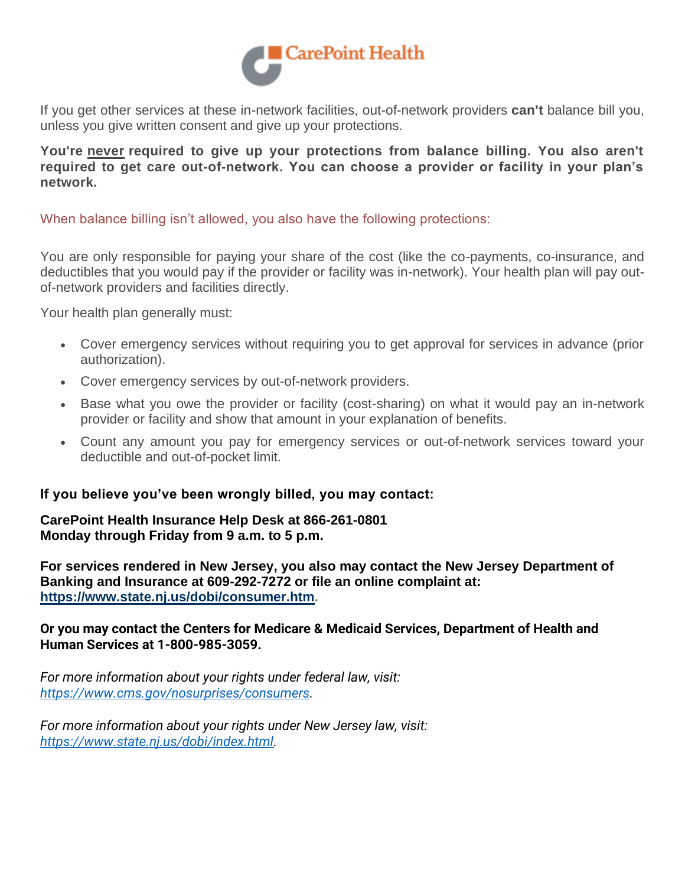If you get other services at these in-network facilities, out-of-network providers **can't** balance bill you, unless you give written consent and give up your protections.

**You're never required to give up your protections from balance billing. You also aren't required to get care out-of-network. You can choose a provider or facility in your plan's network.**

When balance billing isn't allowed, you also have the following protections:

You are only responsible for paying your share of the cost (like the co-payments, co-insurance, and deductibles that you would pay if the provider or facility was in-network). Your health plan will pay out-of-network providers and facilities directly.

Your health plan generally must:

- Cover emergency services without requiring you to get approval for services in advance (prior authorization).
- Cover emergency services by out-of-network providers.
- Base what you owe the provider or facility (cost-sharing) on what it would pay an in-network provider or facility and show that amount in your explanation of benefits.
- Count any amount you pay for emergency services or out-of-network services toward your deductible and out-of-pocket limit.

**If you believe you've been wrongly billed, you may contact:**

**CarePoint Health Insurance Help Desk at 866-261-0801**
**Monday through Friday from 9 a.m. to 5 p.m.**

**For services rendered in New Jersey, you also may contact the New Jersey Department of Banking and Insurance at 609-292-7272 or file an online complaint at: https://www.state.nj.us/dobi/consumer.htm.**

**Or you may contact the Centers for Medicare & Medicaid Services, Department of Health and Human Services at 1-800-985-3059.**

*For more information about your rights under federal law, visit: https://www.cms.gov/nosurprises/consumers.*

*For more information about your rights under New Jersey law, visit: https://www.state.nj.us/dobi/index.html.*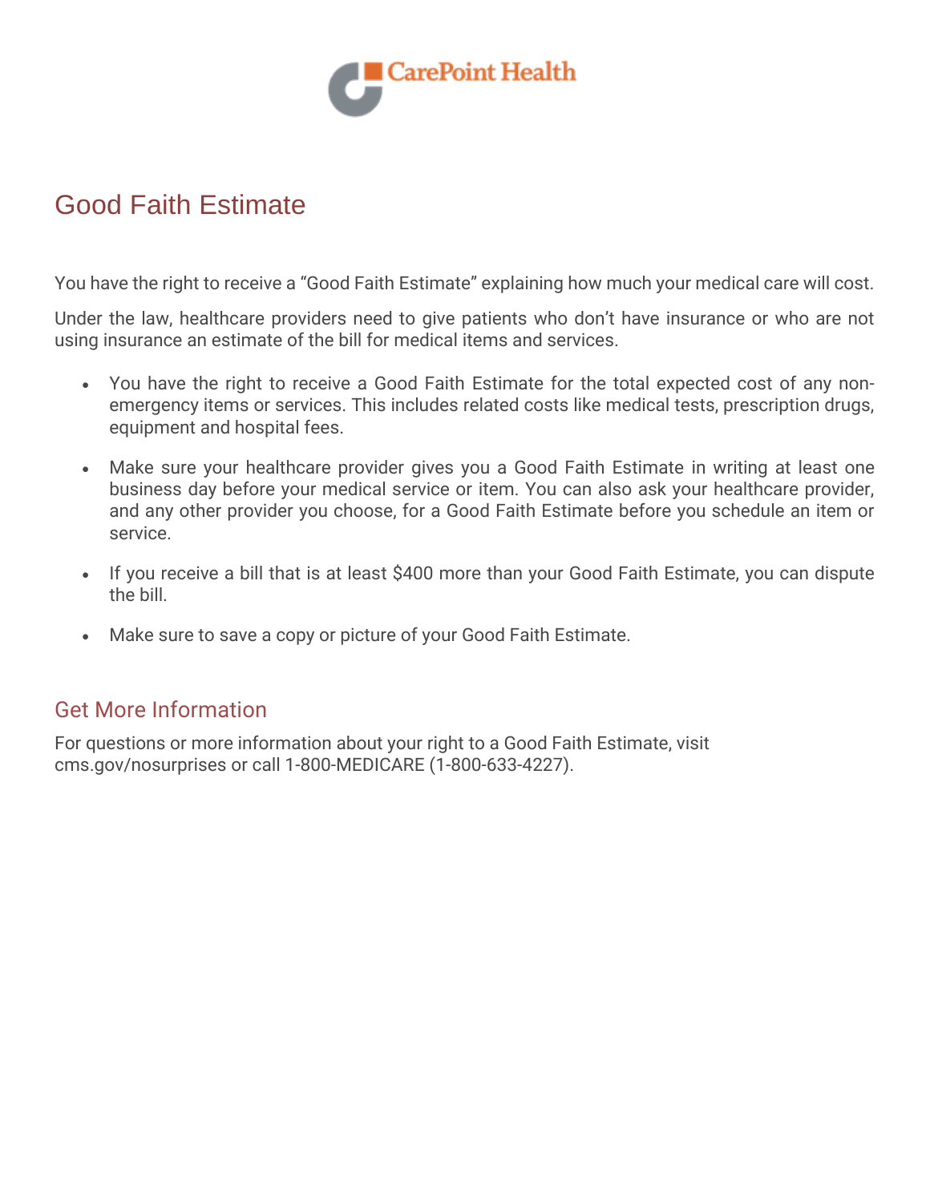CarePoint Health

# Good Faith Estimate

You have the right to receive a "Good Faith Estimate" explaining how much your medical care will cost.

Under the law, healthcare providers need to give patients who don't have insurance or who are not using insurance an estimate of the bill for medical items and services.

- You have the right to receive a Good Faith Estimate for the total expected cost of any non-emergency items or services. This includes related costs like medical tests, prescription drugs, equipment and hospital fees.
- Make sure your healthcare provider gives you a Good Faith Estimate in writing at least one business day before your medical service or item. You can also ask your healthcare provider, and any other provider you choose, for a Good Faith Estimate before you schedule an item or service.
- If you receive a bill that is at least $400 more than your Good Faith Estimate, you can dispute the bill.
- Make sure to save a copy or picture of your Good Faith Estimate.

## Get More Information

For questions or more information about your right to a Good Faith Estimate, visit cms.gov/nosurprises or call 1-800-MEDICARE (1-800-633-4227).